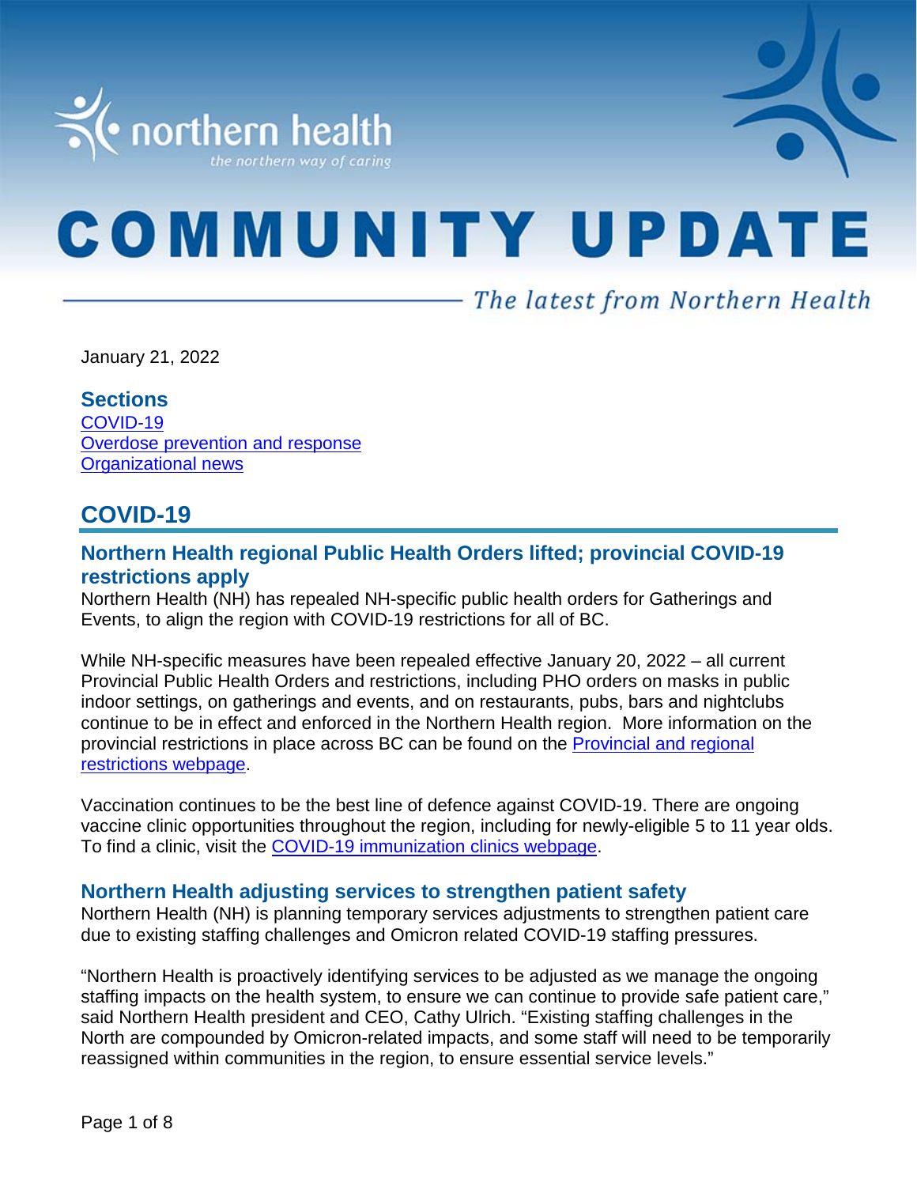# COMMUNITY UPDATE

*The latest from Northern Health*

January 21, 2022

## Sections

[COVID-19](#covid-19)
[Overdose prevention and response](#overdose-prevention-and-response)
[Organizational news](#organizational-news)

## COVID-19

### Northern Health regional Public Health Orders lifted; provincial COVID-19 restrictions apply

Northern Health (NH) has repealed NH-specific public health orders for Gatherings and Events, to align the region with COVID-19 restrictions for all of BC.

While NH-specific measures have been repealed effective January 20, 2022 – all current Provincial Public Health Orders and restrictions, including PHO orders on masks in public indoor settings, on gatherings and events, and on restaurants, pubs, bars and nightclubs continue to be in effect and enforced in the Northern Health region. More information on the provincial restrictions in place across BC can be found on the [Provincial and regional restrictions webpage](#).

Vaccination continues to be the best line of defence against COVID-19. There are ongoing vaccine clinic opportunities throughout the region, including for newly-eligible 5 to 11 year olds. To find a clinic, visit the [COVID-19 immunization clinics webpage](#).

### Northern Health adjusting services to strengthen patient safety

Northern Health (NH) is planning temporary services adjustments to strengthen patient care due to existing staffing challenges and Omicron related COVID-19 staffing pressures.

"Northern Health is proactively identifying services to be adjusted as we manage the ongoing staffing impacts on the health system, to ensure we can continue to provide safe patient care," said Northern Health president and CEO, Cathy Ulrich. "Existing staffing challenges in the North are compounded by Omicron-related impacts, and some staff will need to be temporarily reassigned within communities in the region, to ensure essential service levels."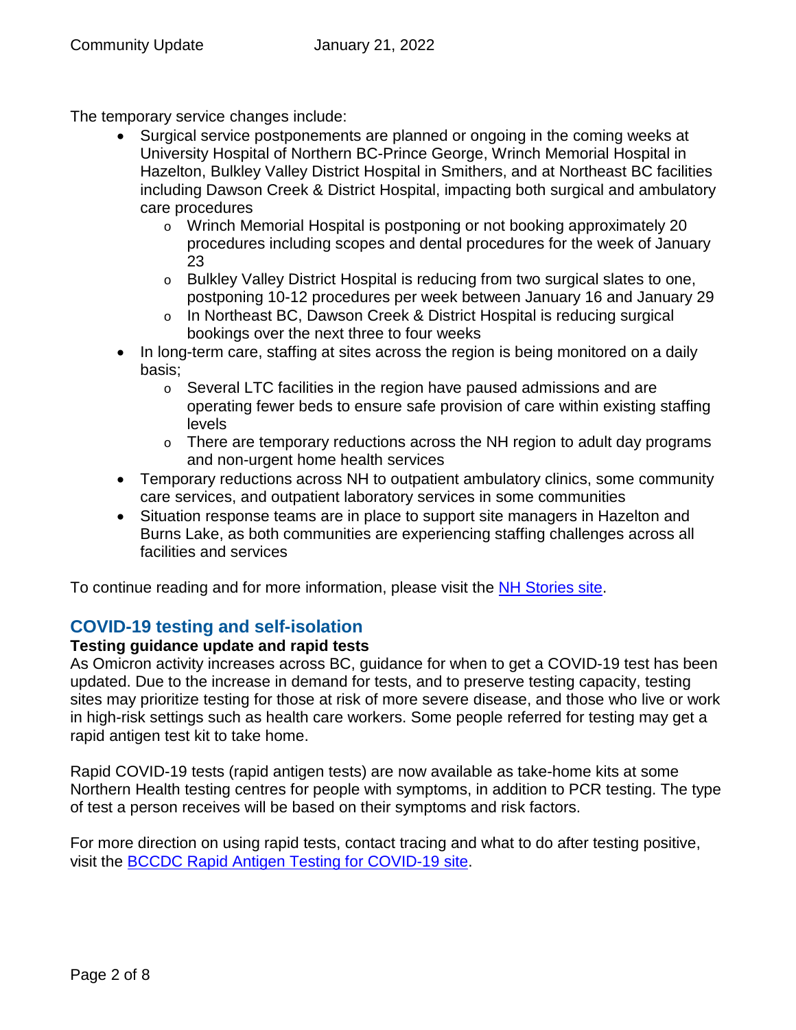The temporary service changes include:

- Surgical service postponements are planned or ongoing in the coming weeks at University Hospital of Northern BC-Prince George, Wrinch Memorial Hospital in Hazelton, Bulkley Valley District Hospital in Smithers, and at Northeast BC facilities including Dawson Creek & District Hospital, impacting both surgical and ambulatory care procedures
  - Wrinch Memorial Hospital is postponing or not booking approximately 20 procedures including scopes and dental procedures for the week of January 23
  - Bulkley Valley District Hospital is reducing from two surgical slates to one, postponing 10-12 procedures per week between January 16 and January 29
  - In Northeast BC, Dawson Creek & District Hospital is reducing surgical bookings over the next three to four weeks
- In long-term care, staffing at sites across the region is being monitored on a daily basis;
  - Several LTC facilities in the region have paused admissions and are operating fewer beds to ensure safe provision of care within existing staffing levels
  - There are temporary reductions across the NH region to adult day programs and non-urgent home health services
- Temporary reductions across NH to outpatient ambulatory clinics, some community care services, and outpatient laboratory services in some communities
- Situation response teams are in place to support site managers in Hazelton and Burns Lake, as both communities are experiencing staffing challenges across all facilities and services

To continue reading and for more information, please visit the [NH Stories site](#).

## COVID-19 testing and self-isolation

**Testing guidance update and rapid tests**

As Omicron activity increases across BC, guidance for when to get a COVID-19 test has been updated. Due to the increase in demand for tests, and to preserve testing capacity, testing sites may prioritize testing for those at risk of more severe disease, and those who live or work in high-risk settings such as health care workers. Some people referred for testing may get a rapid antigen test kit to take home.

Rapid COVID-19 tests (rapid antigen tests) are now available as take-home kits at some Northern Health testing centres for people with symptoms, in addition to PCR testing. The type of test a person receives will be based on their symptoms and risk factors.

For more direction on using rapid tests, contact tracing and what to do after testing positive, visit the [BCCDC Rapid Antigen Testing for COVID-19 site](#).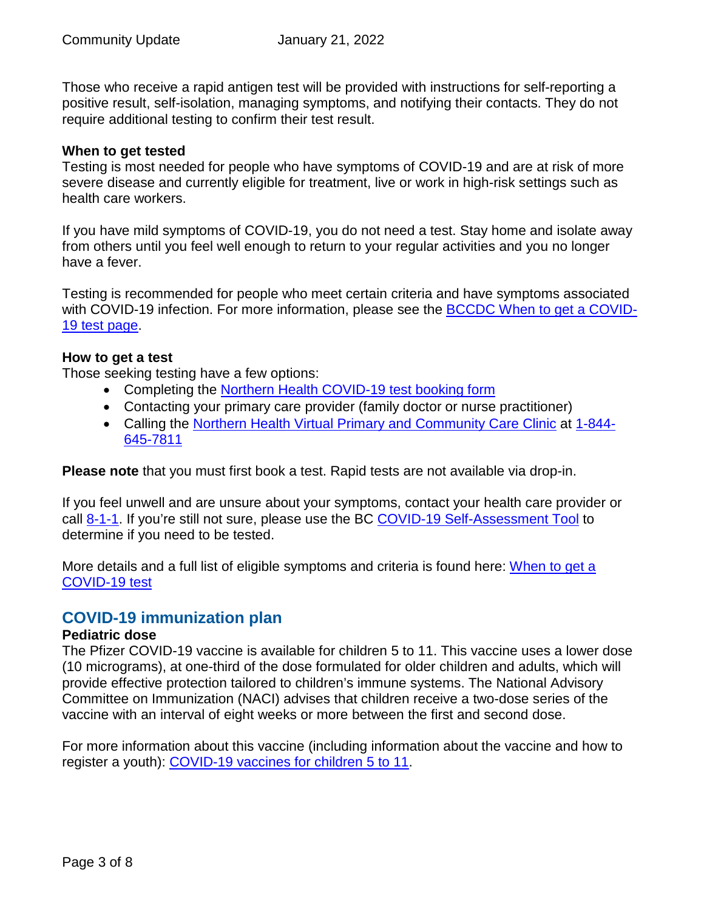Those who receive a rapid antigen test will be provided with instructions for self-reporting a positive result, self-isolation, managing symptoms, and notifying their contacts. They do not require additional testing to confirm their test result.

**When to get tested**

Testing is most needed for people who have symptoms of COVID-19 and are at risk of more severe disease and currently eligible for treatment, live or work in high-risk settings such as health care workers.

If you have mild symptoms of COVID-19, you do not need a test. Stay home and isolate away from others until you feel well enough to return to your regular activities and you no longer have a fever.

Testing is recommended for people who meet certain criteria and have symptoms associated with COVID-19 infection. For more information, please see the BCCDC When to get a COVID-19 test page.

**How to get a test**

Those seeking testing have a few options:

- Completing the Northern Health COVID-19 test booking form
- Contacting your primary care provider (family doctor or nurse practitioner)
- Calling the Northern Health Virtual Primary and Community Care Clinic at 1-844-645-7811

**Please note** that you must first book a test. Rapid tests are not available via drop-in.

If you feel unwell and are unsure about your symptoms, contact your health care provider or call 8-1-1. If you're still not sure, please use the BC COVID-19 Self-Assessment Tool to determine if you need to be tested.

More details and a full list of eligible symptoms and criteria is found here: When to get a COVID-19 test

## COVID-19 immunization plan

**Pediatric dose**

The Pfizer COVID-19 vaccine is available for children 5 to 11. This vaccine uses a lower dose (10 micrograms), at one-third of the dose formulated for older children and adults, which will provide effective protection tailored to children's immune systems. The National Advisory Committee on Immunization (NACI) advises that children receive a two-dose series of the vaccine with an interval of eight weeks or more between the first and second dose.

For more information about this vaccine (including information about the vaccine and how to register a youth): COVID-19 vaccines for children 5 to 11.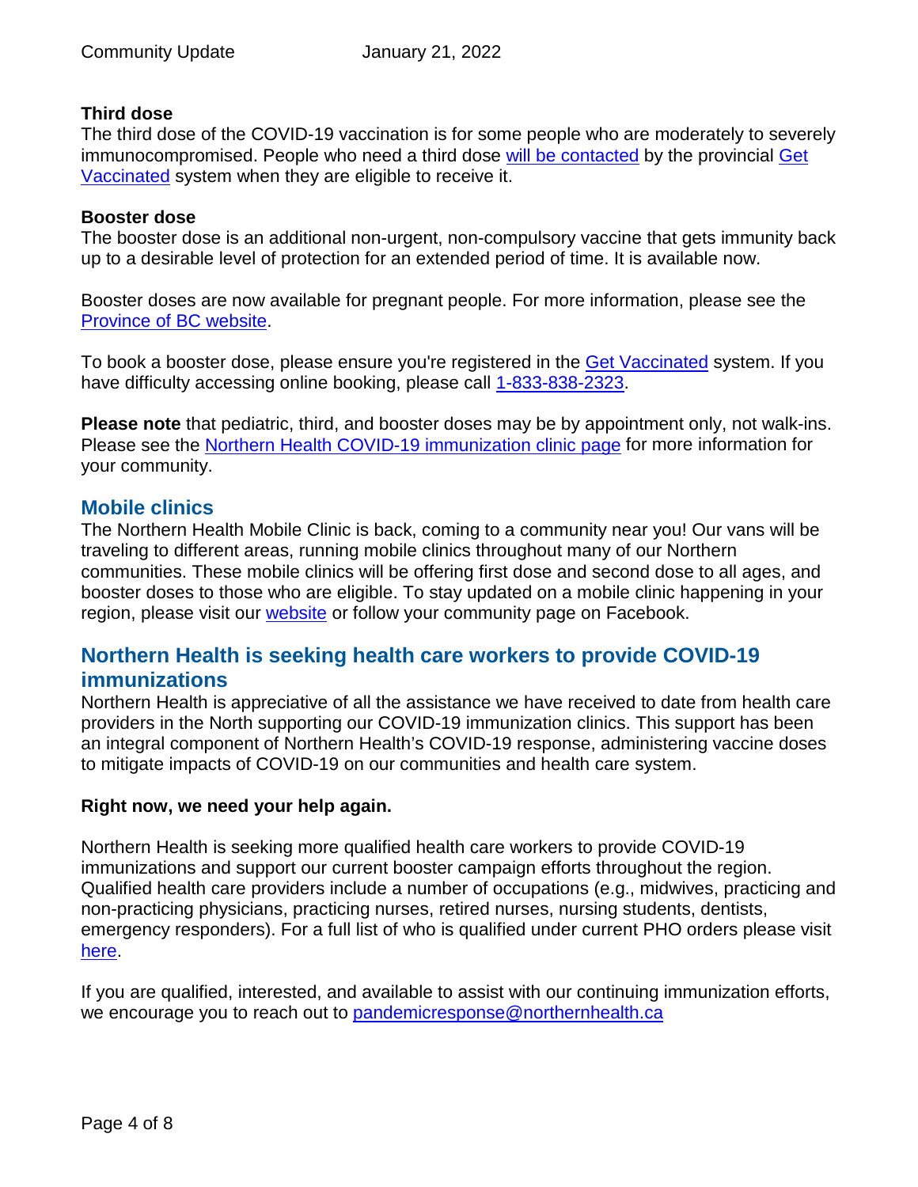**Third dose**

The third dose of the COVID-19 vaccination is for some people who are moderately to severely immunocompromised. People who need a third dose will be contacted by the provincial Get Vaccinated system when they are eligible to receive it.

**Booster dose**

The booster dose is an additional non-urgent, non-compulsory vaccine that gets immunity back up to a desirable level of protection for an extended period of time. It is available now.

Booster doses are now available for pregnant people. For more information, please see the Province of BC website.

To book a booster dose, please ensure you're registered in the Get Vaccinated system. If you have difficulty accessing online booking, please call 1-833-838-2323.

**Please note** that pediatric, third, and booster doses may be by appointment only, not walk-ins. Please see the Northern Health COVID-19 immunization clinic page for more information for your community.

## Mobile clinics

The Northern Health Mobile Clinic is back, coming to a community near you! Our vans will be traveling to different areas, running mobile clinics throughout many of our Northern communities. These mobile clinics will be offering first dose and second dose to all ages, and booster doses to those who are eligible. To stay updated on a mobile clinic happening in your region, please visit our website or follow your community page on Facebook.

## Northern Health is seeking health care workers to provide COVID-19 immunizations

Northern Health is appreciative of all the assistance we have received to date from health care providers in the North supporting our COVID-19 immunization clinics. This support has been an integral component of Northern Health's COVID-19 response, administering vaccine doses to mitigate impacts of COVID-19 on our communities and health care system.

**Right now, we need your help again.**

Northern Health is seeking more qualified health care workers to provide COVID-19 immunizations and support our current booster campaign efforts throughout the region. Qualified health care providers include a number of occupations (e.g., midwives, practicing and non-practicing physicians, practicing nurses, retired nurses, nursing students, dentists, emergency responders). For a full list of who is qualified under current PHO orders please visit here.

If you are qualified, interested, and available to assist with our continuing immunization efforts, we encourage you to reach out to pandemicresponse@northernhealth.ca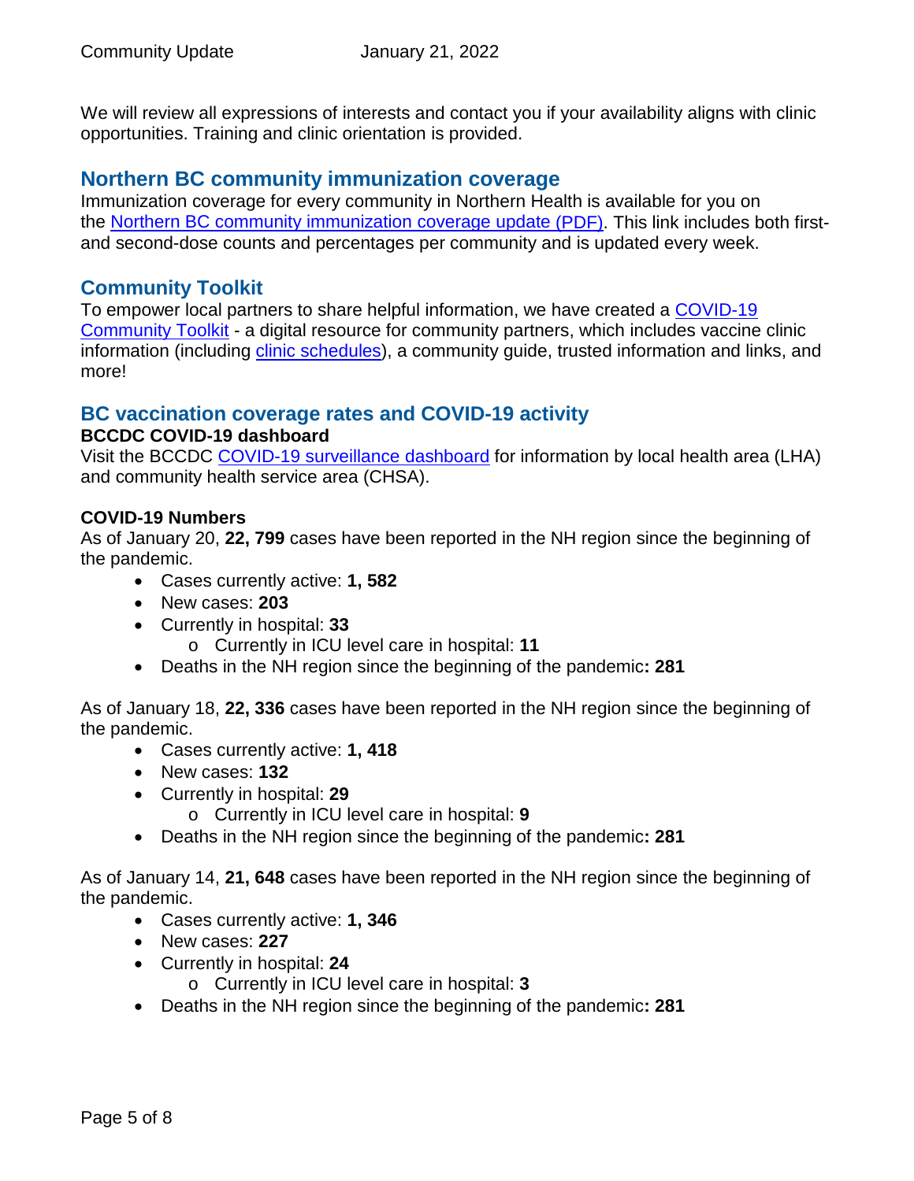We will review all expressions of interests and contact you if your availability aligns with clinic opportunities. Training and clinic orientation is provided.

## Northern BC community immunization coverage

Immunization coverage for every community in Northern Health is available for you on the [Northern BC community immunization coverage update (PDF)](). This link includes both first- and second-dose counts and percentages per community and is updated every week.

## Community Toolkit

To empower local partners to share helpful information, we have created a [COVID-19 Community Toolkit]() - a digital resource for community partners, which includes vaccine clinic information (including [clinic schedules]()), a community guide, trusted information and links, and more!

## BC vaccination coverage rates and COVID-19 activity

**BCCDC COVID-19 dashboard**

Visit the BCCDC [COVID-19 surveillance dashboard]() for information by local health area (LHA) and community health service area (CHSA).

**COVID-19 Numbers**

As of January 20, **22, 799** cases have been reported in the NH region since the beginning of the pandemic.

- Cases currently active: **1, 582**
- New cases: **203**
- Currently in hospital: **33**
  - Currently in ICU level care in hospital: **11**
- Deaths in the NH region since the beginning of the pandemic**: 281**

As of January 18, **22, 336** cases have been reported in the NH region since the beginning of the pandemic.

- Cases currently active: **1, 418**
- New cases: **132**
- Currently in hospital: **29**
  - Currently in ICU level care in hospital: **9**
- Deaths in the NH region since the beginning of the pandemic**: 281**

As of January 14, **21, 648** cases have been reported in the NH region since the beginning of the pandemic.

- Cases currently active: **1, 346**
- New cases: **227**
- Currently in hospital: **24**
  - Currently in ICU level care in hospital: **3**
- Deaths in the NH region since the beginning of the pandemic**: 281**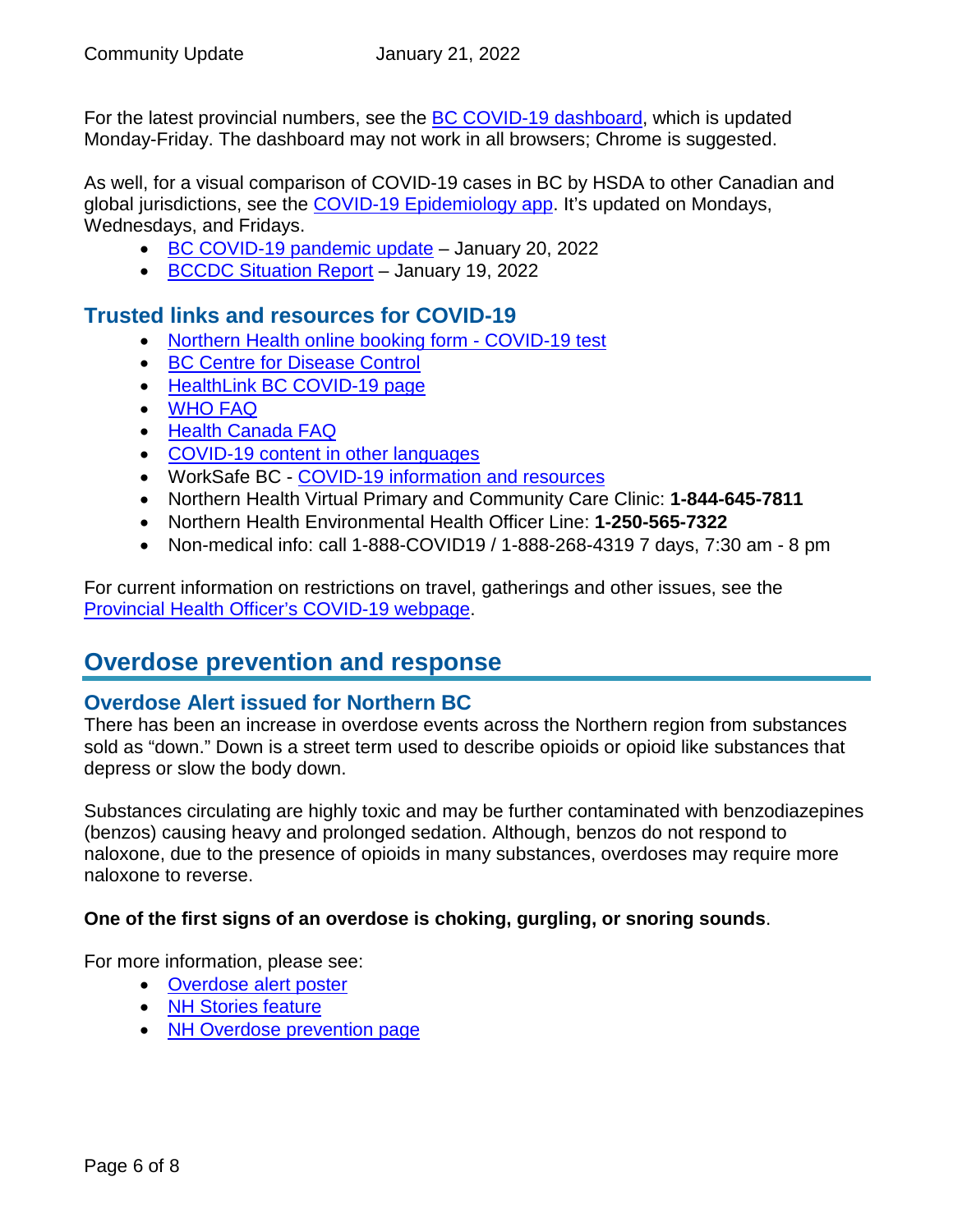For the latest provincial numbers, see the BC COVID-19 dashboard, which is updated Monday-Friday. The dashboard may not work in all browsers; Chrome is suggested.

As well, for a visual comparison of COVID-19 cases in BC by HSDA to other Canadian and global jurisdictions, see the COVID-19 Epidemiology app. It's updated on Mondays, Wednesdays, and Fridays.

- BC COVID-19 pandemic update – January 20, 2022
- BCCDC Situation Report – January 19, 2022

### Trusted links and resources for COVID-19

- Northern Health online booking form - COVID-19 test
- BC Centre for Disease Control
- HealthLink BC COVID-19 page
- WHO FAQ
- Health Canada FAQ
- COVID-19 content in other languages
- WorkSafe BC - COVID-19 information and resources
- Northern Health Virtual Primary and Community Care Clinic: **1-844-645-7811**
- Northern Health Environmental Health Officer Line: **1-250-565-7322**
- Non-medical info: call 1-888-COVID19 / 1-888-268-4319 7 days, 7:30 am - 8 pm

For current information on restrictions on travel, gatherings and other issues, see the Provincial Health Officer's COVID-19 webpage.

## Overdose prevention and response

### Overdose Alert issued for Northern BC

There has been an increase in overdose events across the Northern region from substances sold as "down." Down is a street term used to describe opioids or opioid like substances that depress or slow the body down.

Substances circulating are highly toxic and may be further contaminated with benzodiazepines (benzos) causing heavy and prolonged sedation. Although, benzos do not respond to naloxone, due to the presence of opioids in many substances, overdoses may require more naloxone to reverse.

**One of the first signs of an overdose is choking, gurgling, or snoring sounds**.

For more information, please see:

- Overdose alert poster
- NH Stories feature
- NH Overdose prevention page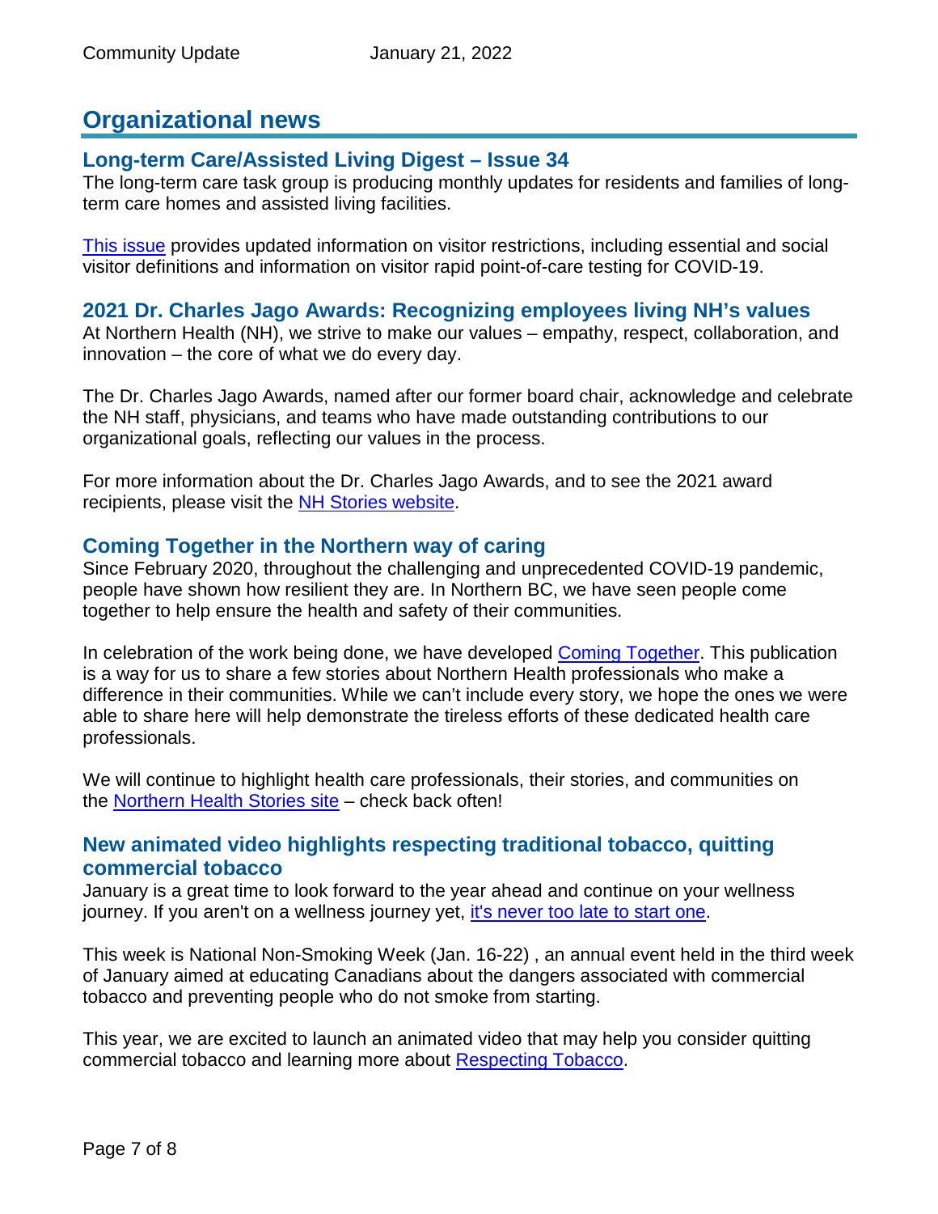# Organizational news

## Long-term Care/Assisted Living Digest – Issue 34

The long-term care task group is producing monthly updates for residents and families of long-term care homes and assisted living facilities.

This issue provides updated information on visitor restrictions, including essential and social visitor definitions and information on visitor rapid point-of-care testing for COVID-19.

## 2021 Dr. Charles Jago Awards: Recognizing employees living NH's values

At Northern Health (NH), we strive to make our values – empathy, respect, collaboration, and innovation – the core of what we do every day.

The Dr. Charles Jago Awards, named after our former board chair, acknowledge and celebrate the NH staff, physicians, and teams who have made outstanding contributions to our organizational goals, reflecting our values in the process.

For more information about the Dr. Charles Jago Awards, and to see the 2021 award recipients, please visit the NH Stories website.

## Coming Together in the Northern way of caring

Since February 2020, throughout the challenging and unprecedented COVID-19 pandemic, people have shown how resilient they are. In Northern BC, we have seen people come together to help ensure the health and safety of their communities.

In celebration of the work being done, we have developed Coming Together. This publication is a way for us to share a few stories about Northern Health professionals who make a difference in their communities. While we can't include every story, we hope the ones we were able to share here will help demonstrate the tireless efforts of these dedicated health care professionals.

We will continue to highlight health care professionals, their stories, and communities on the Northern Health Stories site – check back often!

## New animated video highlights respecting traditional tobacco, quitting commercial tobacco

January is a great time to look forward to the year ahead and continue on your wellness journey. If you aren't on a wellness journey yet, it's never too late to start one.

This week is National Non-Smoking Week (Jan. 16-22) , an annual event held in the third week of January aimed at educating Canadians about the dangers associated with commercial tobacco and preventing people who do not smoke from starting.

This year, we are excited to launch an animated video that may help you consider quitting commercial tobacco and learning more about Respecting Tobacco.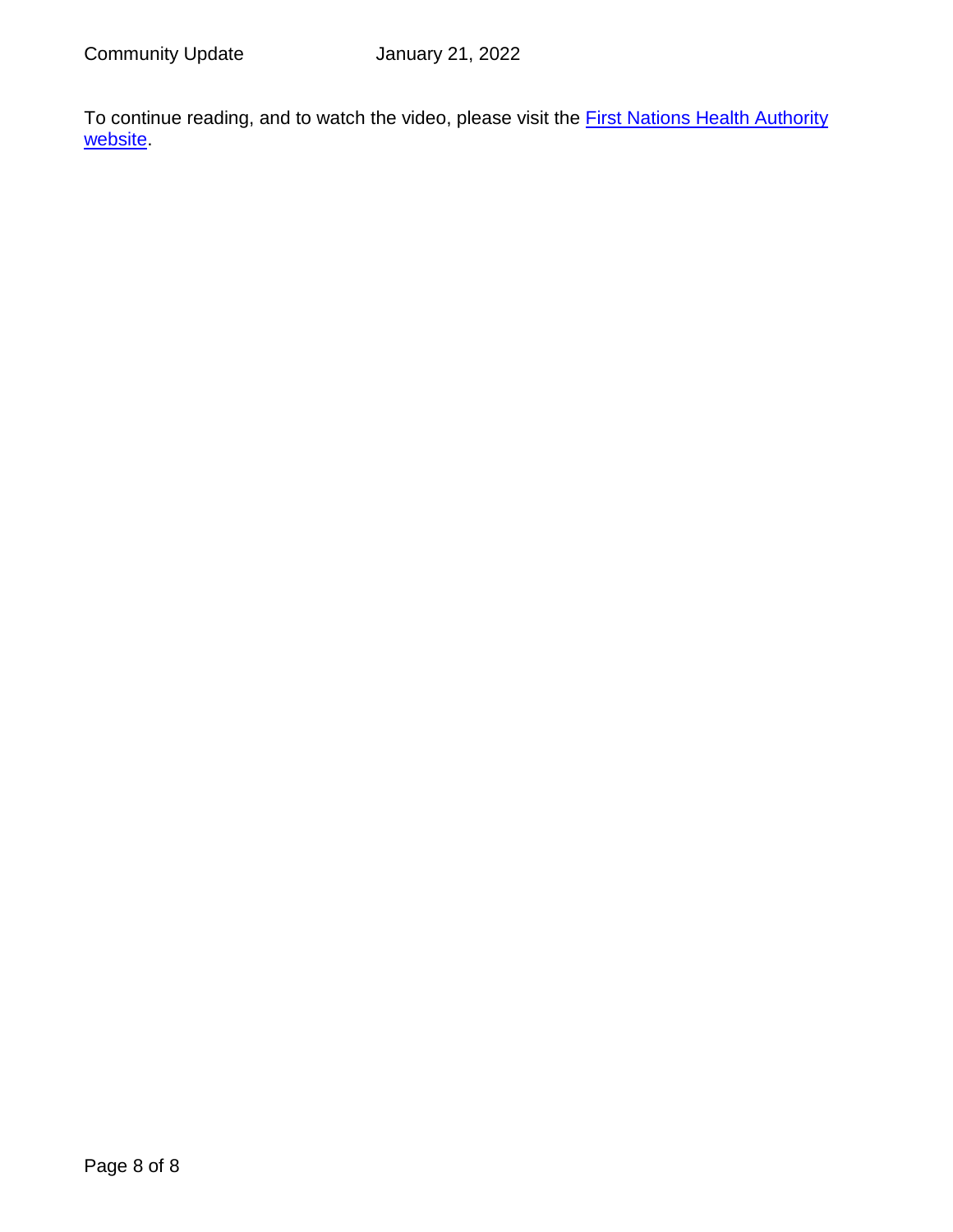To continue reading, and to watch the video, please visit the First Nations Health Authority website.